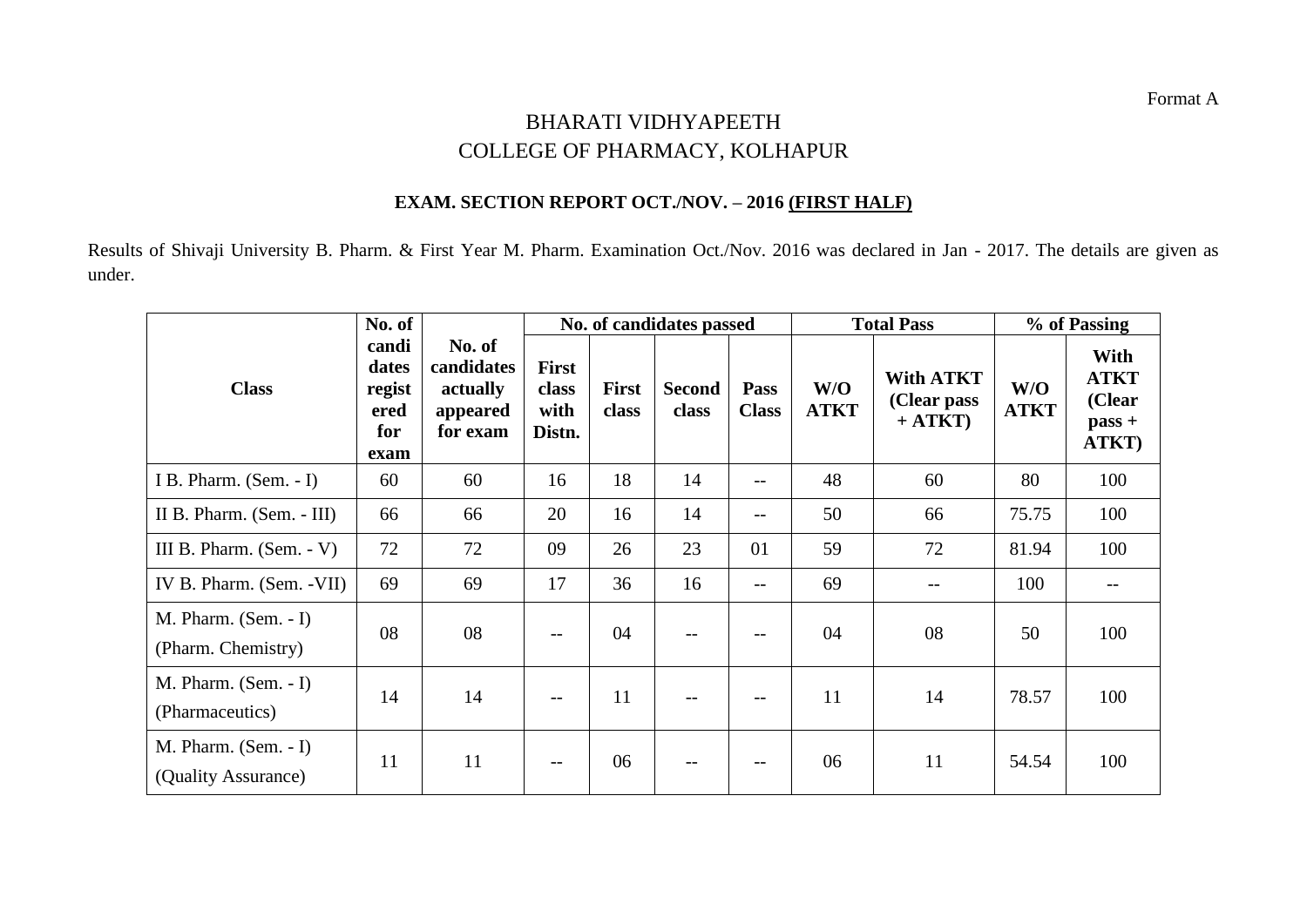Format A

# BHARATI VIDHYAPEETH
# COLLEGE OF PHARMACY, KOLHAPUR

## EXAM. SECTION REPORT OCT./NOV. – 2016 (FIRST HALF)

Results of Shivaji University B. Pharm. & First Year M. Pharm. Examination Oct./Nov. 2016 was declared in Jan - 2017. The details are given as under.

| Class | No. of candidates registered for exam | No. of candidates actually appeared for exam | No. of candidates passed | | | | Total Pass | | % of Passing | |
|---|---|---|---|---|---|---|---|---|---|---|
| | | | First class with Distn. | First class | Second class | Pass Class | W/O ATKT | With ATKT (Clear pass + ATKT) | W/O ATKT | With ATKT (Clear pass + ATKT) |
| I B. Pharm. (Sem. - I) | 60 | 60 | 16 | 18 | 14 | -- | 48 | 60 | 80 | 100 |
| II B. Pharm. (Sem. - III) | 66 | 66 | 20 | 16 | 14 | -- | 50 | 66 | 75.75 | 100 |
| III B. Pharm. (Sem. - V) | 72 | 72 | 09 | 26 | 23 | 01 | 59 | 72 | 81.94 | 100 |
| IV B. Pharm. (Sem. -VII) | 69 | 69 | 17 | 36 | 16 | -- | 69 | -- | 100 | -- |
| M. Pharm. (Sem. - I) (Pharm. Chemistry) | 08 | 08 | -- | 04 | -- | -- | 04 | 08 | 50 | 100 |
| M. Pharm. (Sem. - I) (Pharmaceutics) | 14 | 14 | -- | 11 | -- | -- | 11 | 14 | 78.57 | 100 |
| M. Pharm. (Sem. - I) (Quality Assurance) | 11 | 11 | -- | 06 | -- | -- | 06 | 11 | 54.54 | 100 |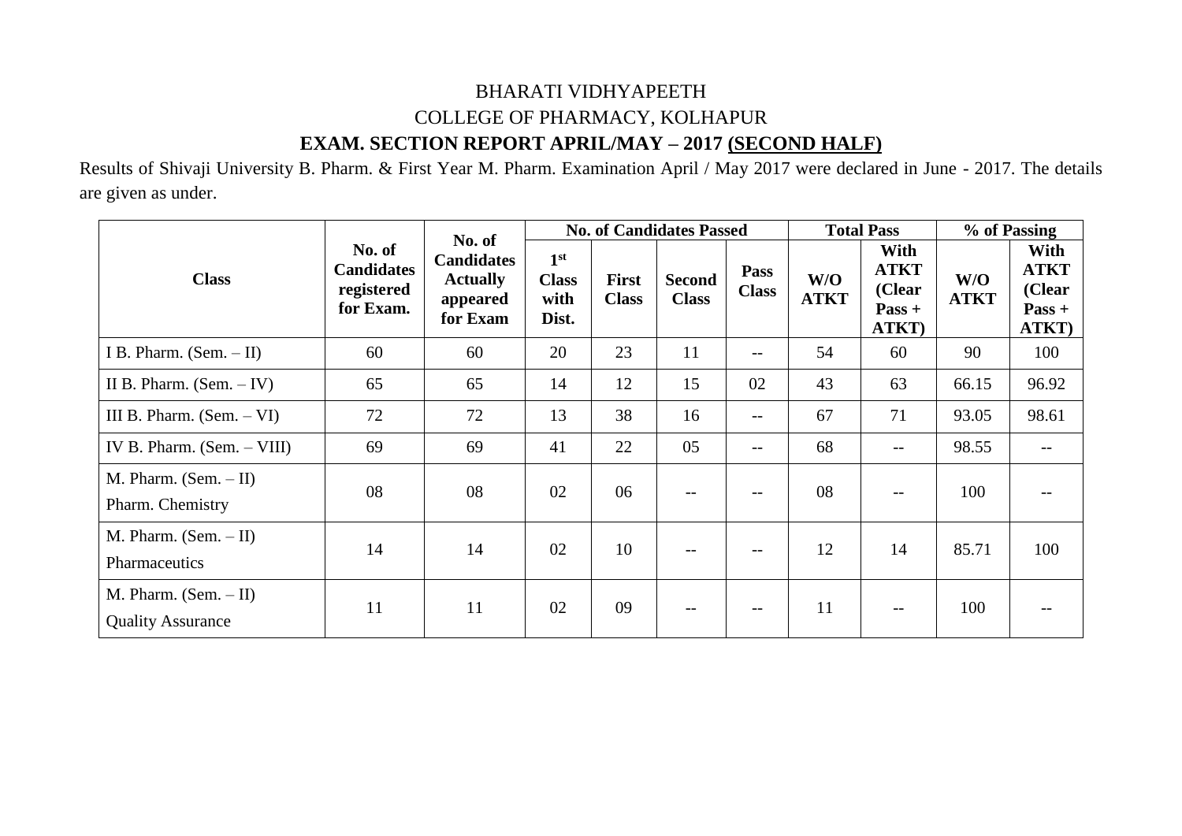BHARATI VIDHYAPEETH

COLLEGE OF PHARMACY, KOLHAPUR

**EXAM. SECTION REPORT APRIL/MAY – 2017 (SECOND HALF)**

Results of Shivaji University B. Pharm. & First Year M. Pharm. Examination April / May 2017 were declared in June - 2017. The details are given as under.

| Class | No. of Candidates registered for Exam. | No. of Candidates Actually appeared for Exam | No. of Candidates Passed | | | | Total Pass | | % of Passing | |
|---|---|---|---|---|---|---|---|---|---|---|
| | | | 1st Class with Dist. | First Class | Second Class | Pass Class | W/O ATKT | With ATKT (Clear Pass + ATKT) | W/O ATKT | With ATKT (Clear Pass + ATKT) |
| I B. Pharm. (Sem. – II) | 60 | 60 | 20 | 23 | 11 | -- | 54 | 60 | 90 | 100 |
| II B. Pharm. (Sem. – IV) | 65 | 65 | 14 | 12 | 15 | 02 | 43 | 63 | 66.15 | 96.92 |
| III B. Pharm. (Sem. – VI) | 72 | 72 | 13 | 38 | 16 | -- | 67 | 71 | 93.05 | 98.61 |
| IV B. Pharm. (Sem. – VIII) | 69 | 69 | 41 | 22 | 05 | -- | 68 | -- | 98.55 | -- |
| M. Pharm. (Sem. – II) Pharm. Chemistry | 08 | 08 | 02 | 06 | -- | -- | 08 | -- | 100 | -- |
| M. Pharm. (Sem. – II) Pharmaceutics | 14 | 14 | 02 | 10 | -- | -- | 12 | 14 | 85.71 | 100 |
| M. Pharm. (Sem. – II) Quality Assurance | 11 | 11 | 02 | 09 | -- | -- | 11 | -- | 100 | -- |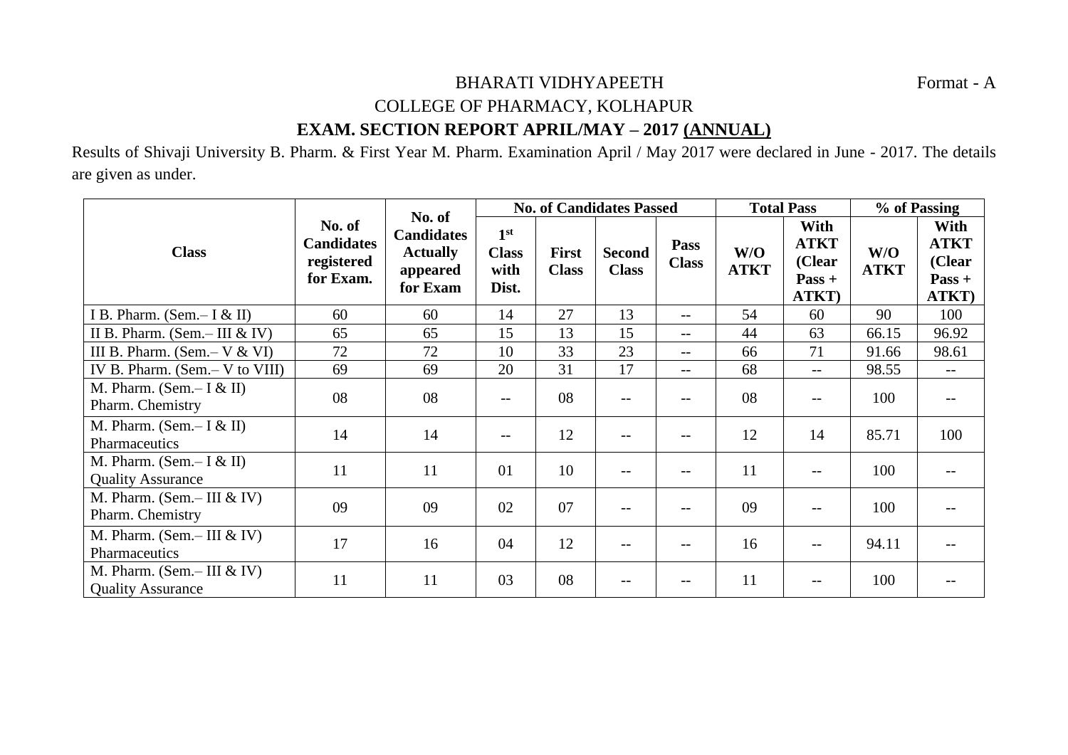BHARATI VIDHYAPEETH

Format - A

COLLEGE OF PHARMACY, KOLHAPUR

**EXAM. SECTION REPORT APRIL/MAY – 2017 (ANNUAL)**

Results of Shivaji University B. Pharm. & First Year M. Pharm. Examination April / May 2017 were declared in June - 2017. The details are given as under.

| Class | No. of Candidates registered for Exam. | No. of Candidates Actually appeared for Exam | No. of Candidates Passed | | | | Total Pass | | % of Passing | |
|---|---|---|---|---|---|---|---|---|---|---|
| | | | 1st Class with Dist. | First Class | Second Class | Pass Class | W/O ATKT | With ATKT (Clear Pass + ATKT) | W/O ATKT | With ATKT (Clear Pass + ATKT) |
| I B. Pharm. (Sem.– I & II) | 60 | 60 | 14 | 27 | 13 | -- | 54 | 60 | 90 | 100 |
| II B. Pharm. (Sem.– III & IV) | 65 | 65 | 15 | 13 | 15 | -- | 44 | 63 | 66.15 | 96.92 |
| III B. Pharm. (Sem.– V & VI) | 72 | 72 | 10 | 33 | 23 | -- | 66 | 71 | 91.66 | 98.61 |
| IV B. Pharm. (Sem.– V to VIII) | 69 | 69 | 20 | 31 | 17 | -- | 68 | -- | 98.55 | -- |
| M. Pharm. (Sem.– I & II) Pharm. Chemistry | 08 | 08 | -- | 08 | -- | -- | 08 | -- | 100 | -- |
| M. Pharm. (Sem.– I & II) Pharmaceutics | 14 | 14 | -- | 12 | -- | -- | 12 | 14 | 85.71 | 100 |
| M. Pharm. (Sem.– I & II) Quality Assurance | 11 | 11 | 01 | 10 | -- | -- | 11 | -- | 100 | -- |
| M. Pharm. (Sem.– III & IV) Pharm. Chemistry | 09 | 09 | 02 | 07 | -- | -- | 09 | -- | 100 | -- |
| M. Pharm. (Sem.– III & IV) Pharmaceutics | 17 | 16 | 04 | 12 | -- | -- | 16 | -- | 94.11 | -- |
| M. Pharm. (Sem.– III & IV) Quality Assurance | 11 | 11 | 03 | 08 | -- | -- | 11 | -- | 100 | -- |